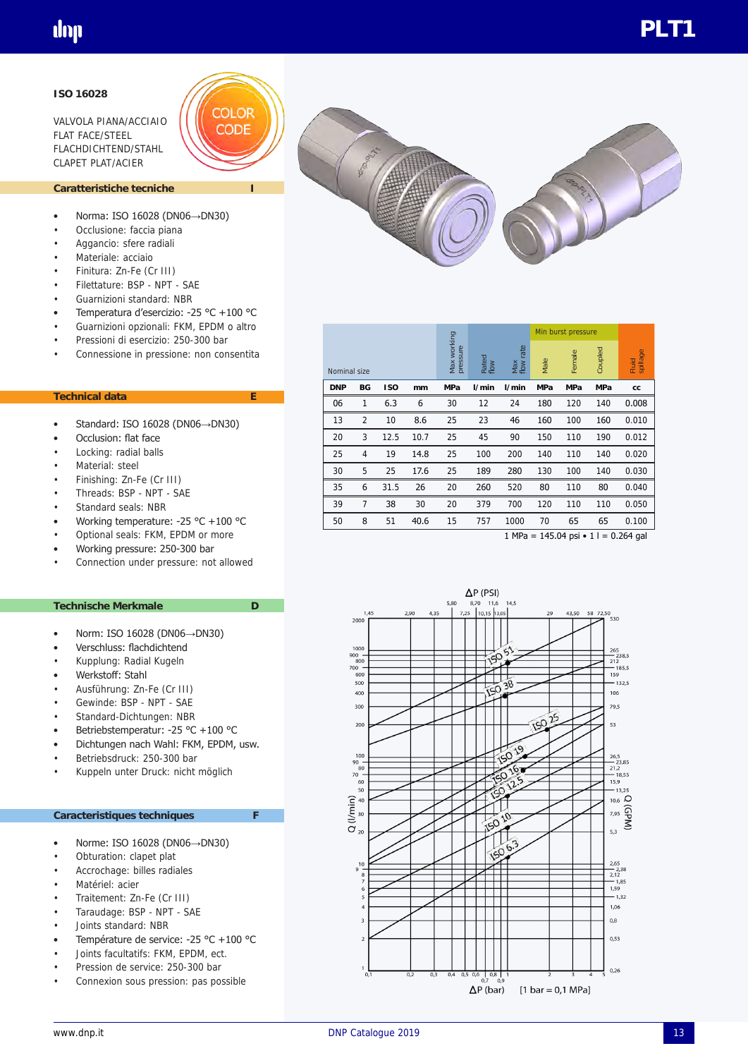# PLT1

**ISO 16028**

VALVOLA PIANA/ACCIAIO
FLAT FACE/STEEL
FLACHDICHTEND/STAHL
CLAPET PLAT/ACIER

COLOR CODE

## Caratteristiche tecniche — I

- Norma: ISO 16028 (DN06→DN30)
- Occlusione: faccia piana
- Aggancio: sfere radiali
- Materiale: acciaio
- Finitura: Zn-Fe (Cr III)
- Filettature: BSP - NPT - SAE
- Guarnizioni standard: NBR
- Temperatura d'esercizio: -25 °C +100 °C
- Guarnizioni opzionali: FKM, EPDM o altro
- Pressioni di esercizio: 250-300 bar
- Connessione in pressione: non consentita

## Technical data — E

- Standard: ISO 16028 (DN06→DN30)
- Occlusion: flat face
- Locking: radial balls
- Material: steel
- Finishing: Zn-Fe (Cr III)
- Threads: BSP - NPT - SAE
- Standard seals: NBR
- Working temperature: -25 °C +100 °C
- Optional seals: FKM, EPDM or more
- Working pressure: 250-300 bar
- Connection under pressure: not allowed

## Technische Merkmale — D

- Norm: ISO 16028 (DN06→DN30)
- Verschluss: flachdichtend
- Kupplung: Radial Kugeln
- Werkstoff: Stahl
- Ausführung: Zn-Fe (Cr III)
- Gewinde: BSP - NPT - SAE
- Standard-Dichtungen: NBR
- Betriebstemperatur: -25 °C +100 °C
- Dichtungen nach Wahl: FKM, EPDM, usw.
- Betriebsdruck: 250-300 bar
- Kuppeln unter Druck: nicht möglich

## Caractéristiques techniques — F

- Norme: ISO 16028 (DN06→DN30)
- Obturation: clapet plat
- Accrochage: billes radiales
- Matériel: acier
- Traitement: Zn-Fe (Cr III)
- Taraudage: BSP - NPT - SAE
- Joints standard: NBR
- Température de service: -25 °C +100 °C
- Joints facultatifs: FKM, EPDM, ect.
- Pression de service: 250-300 bar
- Connexion sous pression: pas possible

| Nominal size | | | | Max working pressure | Rated flow | Max flow rate | Min burst pressure Male | Min burst pressure Female | Min burst pressure Coupled | Fluid spillage |
|---|---|---|---|---|---|---|---|---|---|---|
| DNP | BG | ISO | mm | MPa | l/min | l/min | MPa | MPa | MPa | cc |
| 06 | 1 | 6.3 | 6 | 30 | 12 | 24 | 180 | 120 | 140 | 0.008 |
| 13 | 2 | 10 | 8.6 | 25 | 23 | 46 | 160 | 100 | 160 | 0.010 |
| 20 | 3 | 12.5 | 10.7 | 25 | 45 | 90 | 150 | 110 | 190 | 0.012 |
| 25 | 4 | 19 | 14.8 | 25 | 100 | 200 | 140 | 110 | 140 | 0.020 |
| 30 | 5 | 25 | 17.6 | 25 | 189 | 280 | 130 | 100 | 140 | 0.030 |
| 35 | 6 | 31.5 | 26 | 20 | 260 | 520 | 80 | 110 | 80 | 0.040 |
| 39 | 7 | 38 | 30 | 20 | 379 | 700 | 120 | 110 | 110 | 0.050 |
| 50 | 8 | 51 | 40.6 | 15 | 757 | 1000 | 70 | 65 | 65 | 0.100 |

1 MPa = 145.04 psi • 1 l = 0.264 gal

ΔP (PSI) — Q (l/min) — Q (GPM) — ΔP (bar) [1 bar = 0,1 MPa]

Curves: ISO 51, ISO 38, ISO 25, ISO 19, ISO 16, ISO 12.5, ISO 10, ISO 6.3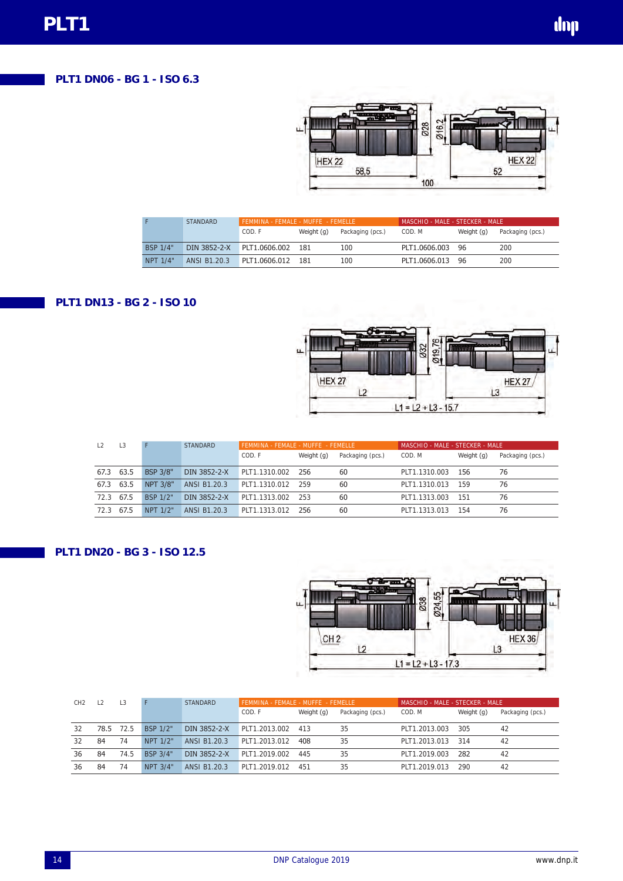# PLT1

## PLT1 DN06 - BG 1 - ISO 6.3

| F | STANDARD | FEMMINA - FEMALE - MUFFE - FEMELLE | | | MASCHIO - MALE - STECKER - MALE | | |
|---|---|---|---|---|---|---|---|
| | | COD. F | Weight (g) | Packaging (pcs.) | COD. M | Weight (g) | Packaging (pcs.) |
| BSP 1/4" | DIN 3852-2-X | PLT1.0606.002 | 181 | 100 | PLT1.0606.003 | 96 | 200 |
| NPT 1/4" | ANSI B1.20.3 | PLT1.0606.012 | 181 | 100 | PLT1.0606.013 | 96 | 200 |

## PLT1 DN13 - BG 2 - ISO 10

L1 = L2 + L3 - 15.7

| L2 | L3 | F | STANDARD | FEMMINA - FEMALE - MUFFE - FEMELLE | | | MASCHIO - MALE - STECKER - MALE | | |
|---|---|---|---|---|---|---|---|---|---|
| | | | | COD. F | Weight (g) | Packaging (pcs.) | COD. M | Weight (g) | Packaging (pcs.) |
| 67.3 | 63.5 | BSP 3/8" | DIN 3852-2-X | PLT1.1310.002 | 256 | 60 | PLT1.1310.003 | 156 | 76 |
| 67.3 | 63.5 | NPT 3/8" | ANSI B1.20.3 | PLT1.1310.012 | 259 | 60 | PLT1.1310.013 | 159 | 76 |
| 72.3 | 67.5 | BSP 1/2" | DIN 3852-2-X | PLT1.1313.002 | 253 | 60 | PLT1.1313.003 | 151 | 76 |
| 72.3 | 67.5 | NPT 1/2" | ANSI B1.20.3 | PLT1.1313.012 | 256 | 60 | PLT1.1313.013 | 154 | 76 |

## PLT1 DN20 - BG 3 - ISO 12.5

L1 = L2 + L3 - 17.3

| CH2 | L2 | L3 | F | STANDARD | FEMMINA - FEMALE - MUFFE - FEMELLE | | | MASCHIO - MALE - STECKER - MALE | | |
|---|---|---|---|---|---|---|---|---|---|---|
| | | | | | COD. F | Weight (g) | Packaging (pcs.) | COD. M | Weight (g) | Packaging (pcs.) |
| 32 | 78.5 | 72.5 | BSP 1/2" | DIN 3852-2-X | PLT1.2013.002 | 413 | 35 | PLT1.2013.003 | 305 | 42 |
| 32 | 84 | 74 | NPT 1/2" | ANSI B1.20.3 | PLT1.2013.012 | 408 | 35 | PLT1.2013.013 | 314 | 42 |
| 36 | 84 | 74.5 | BSP 3/4" | DIN 3852-2-X | PLT1.2019.002 | 445 | 35 | PLT1.2019.003 | 282 | 42 |
| 36 | 84 | 74 | NPT 3/4" | ANSI B1.20.3 | PLT1.2019.012 | 451 | 35 | PLT1.2019.013 | 290 | 42 |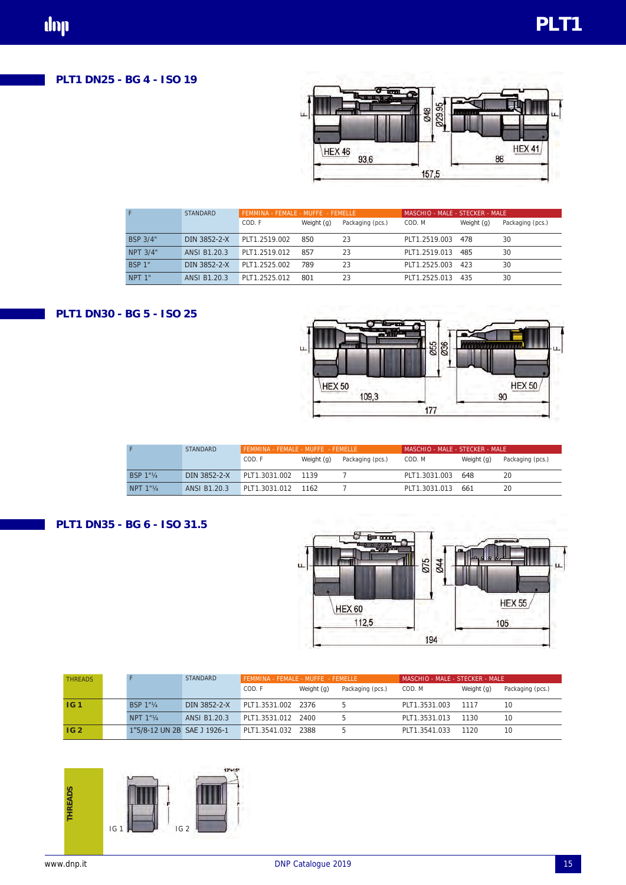## PLT1 DN25 - BG 4 - ISO 19

| F | STANDARD | FEMMINA - FEMALE - MUFFE - FEMELLE | | | MASCHIO - MALE - STECKER - MALE | | |
|---|---|---|---|---|---|---|---|
| | | COD. F | Weight (g) | Packaging (pcs.) | COD. M | Weight (g) | Packaging (pcs.) |
| BSP 3/4" | DIN 3852-2-X | PLT1.2519.002 | 850 | 23 | PLT1.2519.003 | 478 | 30 |
| NPT 3/4" | ANSI B1.20.3 | PLT1.2519.012 | 857 | 23 | PLT1.2519.013 | 485 | 30 |
| BSP 1" | DIN 3852-2-X | PLT1.2525.002 | 789 | 23 | PLT1.2525.003 | 423 | 30 |
| NPT 1" | ANSI B1.20.3 | PLT1.2525.012 | 801 | 23 | PLT1.2525.013 | 435 | 30 |

## PLT1 DN30 - BG 5 - ISO 25

| F | STANDARD | FEMMINA - FEMALE - MUFFE - FEMELLE | | | MASCHIO - MALE - STECKER - MALE | | |
|---|---|---|---|---|---|---|---|
| | | COD. F | Weight (g) | Packaging (pcs.) | COD. M | Weight (g) | Packaging (pcs.) |
| BSP 1"¼ | DIN 3852-2-X | PLT1.3031.002 | 1139 | 7 | PLT1.3031.003 | 648 | 20 |
| NPT 1"¼ | ANSI B1.20.3 | PLT1.3031.012 | 1162 | 7 | PLT1.3031.013 | 661 | 20 |

## PLT1 DN35 - BG 6 - ISO 31.5

| THREADS | F | STANDARD | FEMMINA - FEMALE - MUFFE - FEMELLE | | | MASCHIO - MALE - STECKER - MALE | | |
|---|---|---|---|---|---|---|---|---|
| | | | COD. F | Weight (g) | Packaging (pcs.) | COD. M | Weight (g) | Packaging (pcs.) |
| IG 1 | BSP 1"¼ | DIN 3852-2-X | PLT1.3531.002 | 2376 | 5 | PLT1.3531.003 | 1117 | 10 |
| | NPT 1"¼ | ANSI B1.20.3 | PLT1.3531.012 | 2400 | 5 | PLT1.3531.013 | 1130 | 10 |
| IG 2 | 1"5/8-12 UN 2B | SAE J 1926-1 | PLT1.3541.032 | 2388 | 5 | PLT1.3541.033 | 1120 | 10 |

THREADS

IG 1 IG 2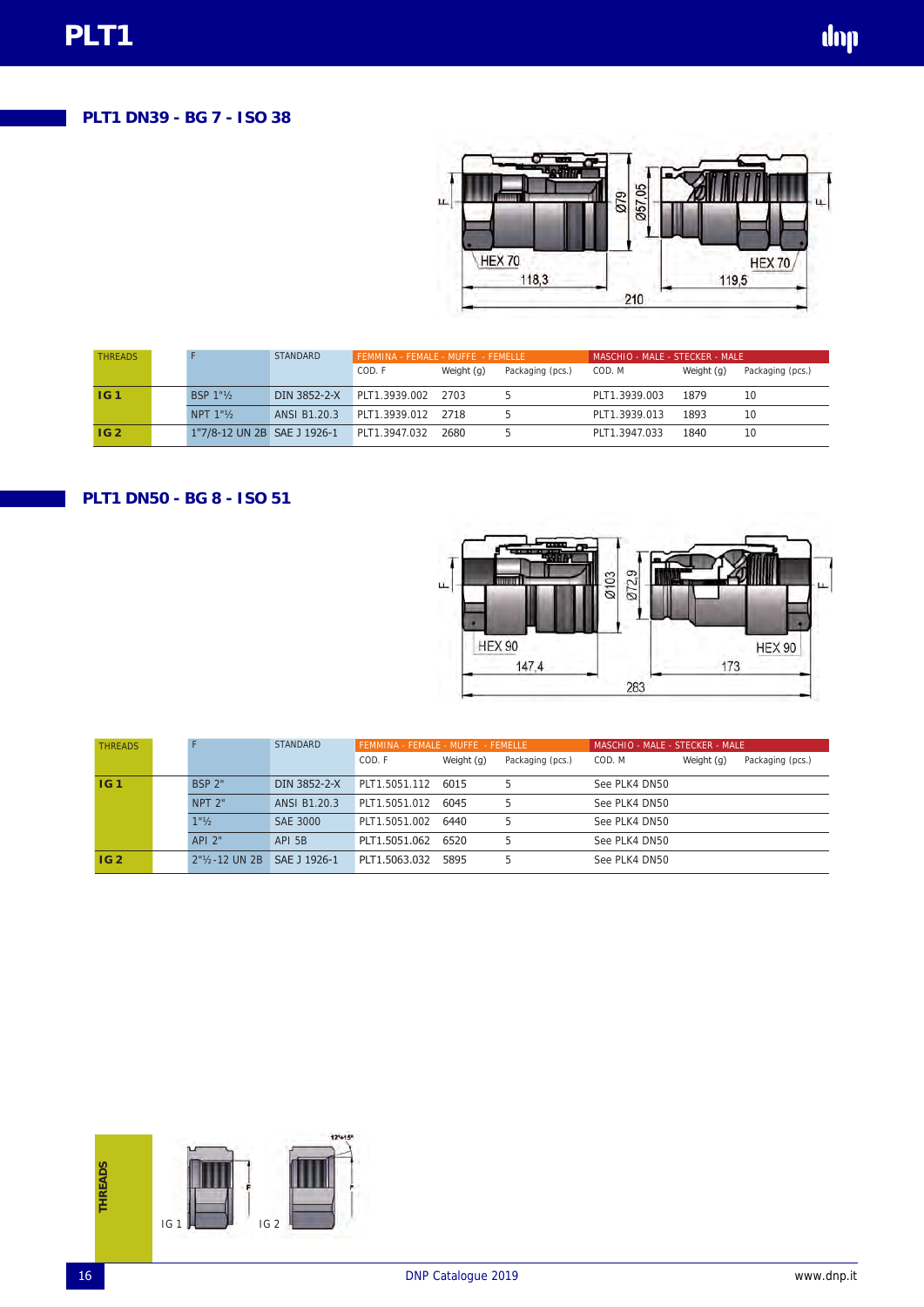## PLT1 DN39 - BG 7 - ISO 38

| THREADS | F | STANDARD | FEMMINA - FEMALE - MUFFE - FEMELLE | | | MASCHIO - MALE - STECKER - MALE | | |
|---|---|---|---|---|---|---|---|---|
| | | | COD. F | Weight (g) | Packaging (pcs.) | COD. M | Weight (g) | Packaging (pcs.) |
| IG 1 | BSP 1"½ | DIN 3852-2-X | PLT1.3939.002 | 2703 | 5 | PLT1.3939.003 | 1879 | 10 |
| | NPT 1"½ | ANSI B1.20.3 | PLT1.3939.012 | 2718 | 5 | PLT1.3939.013 | 1893 | 10 |
| IG 2 | 1"7/8-12 UN 2B | SAE J 1926-1 | PLT1.3947.032 | 2680 | 5 | PLT1.3947.033 | 1840 | 10 |

## PLT1 DN50 - BG 8 - ISO 51

| THREADS | F | STANDARD | FEMMINA - FEMALE - MUFFE - FEMELLE | | | MASCHIO - MALE - STECKER - MALE | | |
|---|---|---|---|---|---|---|---|---|
| | | | COD. F | Weight (g) | Packaging (pcs.) | COD. M | Weight (g) | Packaging (pcs.) |
| IG 1 | BSP 2" | DIN 3852-2-X | PLT1.5051.112 | 6015 | 5 | See PLK4 DN50 | | |
| | NPT 2" | ANSI B1.20.3 | PLT1.5051.012 | 6045 | 5 | See PLK4 DN50 | | |
| | 1"½ | SAE 3000 | PLT1.5051.002 | 6440 | 5 | See PLK4 DN50 | | |
| | API 2" | API 5B | PLT1.5051.062 | 6520 | 5 | See PLK4 DN50 | | |
| IG 2 | 2"½-12 UN 2B | SAE J 1926-1 | PLT1.5063.032 | 5895 | 5 | See PLK4 DN50 | | |

THREADS

IG 1 IG 2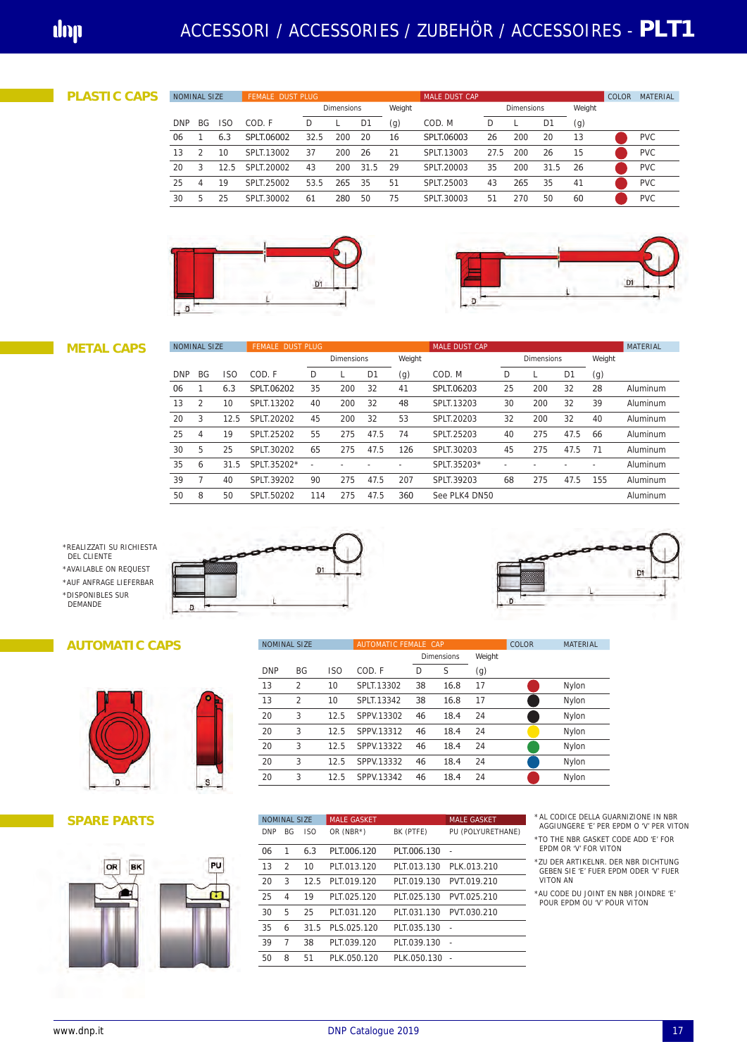# ACCESSORI / ACCESSORIES / ZUBEHÖR / ACCESSOIRES - PLT1

## PLASTIC CAPS

| NOMINAL SIZE | | | FEMALE DUST PLUG | | | | | MALE DUST CAP | | | | | COLOR | MATERIAL |
|---|---|---|---|---|---|---|---|---|---|---|---|---|---|---|
| | | | | Dimensions | | | Weight | | Dimensions | | | Weight | | |
| DNP | BG | ISO | COD. F | D | L | D1 | (g) | COD. M | D | L | D1 | (g) | | |
| 06 | 1 | 6.3 | SPLT.06002 | 32.5 | 200 | 20 | 16 | SPLT.06003 | 26 | 200 | 20 | 13 | red | PVC |
| 13 | 2 | 10 | SPLT.13002 | 37 | 200 | 26 | 21 | SPLT.13003 | 27.5 | 200 | 26 | 15 | red | PVC |
| 20 | 3 | 12.5 | SPLT.20002 | 43 | 200 | 31.5 | 29 | SPLT.20003 | 35 | 200 | 31.5 | 26 | red | PVC |
| 25 | 4 | 19 | SPLT.25002 | 53.5 | 265 | 35 | 51 | SPLT.25003 | 43 | 265 | 35 | 41 | red | PVC |
| 30 | 5 | 25 | SPLT.30002 | 61 | 280 | 50 | 75 | SPLT.30003 | 51 | 270 | 50 | 60 | red | PVC |

D1 L D

## METAL CAPS

| NOMINAL SIZE | | | FEMALE DUST PLUG | | | | | MALE DUST CAP | | | | | MATERIAL |
|---|---|---|---|---|---|---|---|---|---|---|---|---|---|
| | | | | Dimensions | | | Weight | | Dimensions | | | Weight | |
| DNP | BG | ISO | COD. F | D | L | D1 | (g) | COD. M | D | L | D1 | (g) | |
| 06 | 1 | 6.3 | SPLT.06202 | 35 | 200 | 32 | 41 | SPLT.06203 | 25 | 200 | 32 | 28 | Aluminum |
| 13 | 2 | 10 | SPLT.13202 | 40 | 200 | 32 | 48 | SPLT.13203 | 30 | 200 | 32 | 39 | Aluminum |
| 20 | 3 | 12.5 | SPLT.20202 | 45 | 200 | 32 | 53 | SPLT.20203 | 32 | 200 | 32 | 40 | Aluminum |
| 25 | 4 | 19 | SPLT.25202 | 55 | 275 | 47.5 | 74 | SPLT.25203 | 40 | 275 | 47.5 | 66 | Aluminum |
| 30 | 5 | 25 | SPLT.30202 | 65 | 275 | 47.5 | 126 | SPLT.30203 | 45 | 275 | 47.5 | 71 | Aluminum |
| 35 | 6 | 31.5 | SPLT.35202* | - | - | - | - | SPLT.35203* | - | - | - | - | Aluminum |
| 39 | 7 | 40 | SPLT.39202 | 90 | 275 | 47.5 | 207 | SPLT.39203 | 68 | 275 | 47.5 | 155 | Aluminum |
| 50 | 8 | 50 | SPLT.50202 | 114 | 275 | 47.5 | 360 | See PLK4 DN50 | | | | | Aluminum |

*REALIZZATI SU RICHIESTA DEL CLIENTE
*AVAILABLE ON REQUEST
*AUF ANFRAGE LIEFERBAR
*DISPONIBLES SUR DEMANDE

D1 L D

## AUTOMATIC CAPS

| NOMINAL SIZE | | | AUTOMATIC FEMALE CAP | | | | COLOR | MATERIAL |
|---|---|---|---|---|---|---|---|---|
| | | | | Dimensions | | Weight | | |
| DNP | BG | ISO | COD. F | D | S | (g) | | |
| 13 | 2 | 10 | SPLT.13302 | 38 | 16.8 | 17 | red | Nylon |
| 13 | 2 | 10 | SPLT.13342 | 38 | 16.8 | 17 | black | Nylon |
| 20 | 3 | 12.5 | SPPV.13302 | 46 | 18.4 | 24 | black | Nylon |
| 20 | 3 | 12.5 | SPPV.13312 | 46 | 18.4 | 24 | yellow | Nylon |
| 20 | 3 | 12.5 | SPPV.13322 | 46 | 18.4 | 24 | green | Nylon |
| 20 | 3 | 12.5 | SPPV.13332 | 46 | 18.4 | 24 | blue | Nylon |
| 20 | 3 | 12.5 | SPPV.13342 | 46 | 18.4 | 24 | red | Nylon |

D S

## SPARE PARTS

OR BK PU

| NOMINAL SIZE | | | MALE GASKET | | MALE GASKET |
|---|---|---|---|---|---|
| DNP | BG | ISO | OR (NBR*) | BK (PTFE) | PU (POLYURETHANE) |
| 06 | 1 | 6.3 | PLT.006.120 | PLT.006.130 | - |
| 13 | 2 | 10 | PLT.013.120 | PLT.013.130 | PLK.013.210 |
| 20 | 3 | 12.5 | PLT.019.120 | PLT.019.130 | PVT.019.210 |
| 25 | 4 | 19 | PLT.025.120 | PLT.025.130 | PVT.025.210 |
| 30 | 5 | 25 | PLT.031.120 | PLT.031.130 | PVT.030.210 |
| 35 | 6 | 31.5 | PLS.025.120 | PLT.035.130 | - |
| 39 | 7 | 38 | PLT.039.120 | PLT.039.130 | - |
| 50 | 8 | 51 | PLK.050.120 | PLK.050.130 | - |

*AL CODICE DELLA GUARNIZIONE IN NBR AGGIUNGERE 'E' PER EPDM O 'V' PER VITON
*TO THE NBR GASKET CODE ADD 'E' FOR EPDM OR 'V' FOR VITON
*ZU DER ARTIKELNR. DER NBR DICHTUNG GEBEN SIE 'E' FUER EPDM ODER 'V' FUER VITON AN
*AU CODE DU JOINT EN NBR JOINDRE 'E' POUR EPDM OU 'V' POUR VITON

www.dnp.it DNP Catalogue 2019